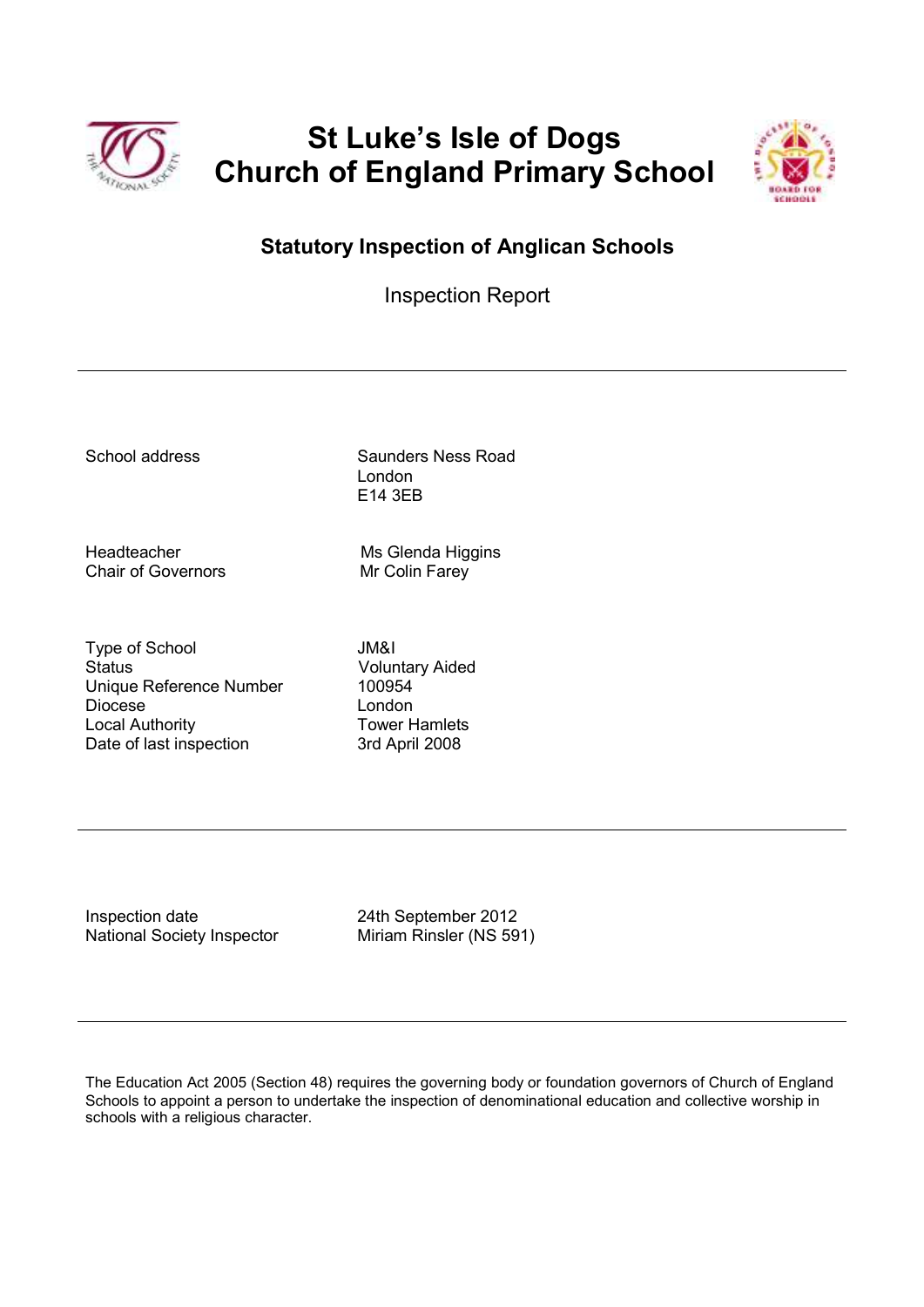# St Luke's Isle of Dogs Church of England Primary School

## Statutory Inspection of Anglican Schools

Inspection Report

---

| | |
|---|---|
| School address | Saunders Ness Road<br>London<br>E14 3EB |
| Headteacher | Ms Glenda Higgins |
| Chair of Governors | Mr Colin Farey |
| Type of School | JM&I |
| Status | Voluntary Aided |
| Unique Reference Number | 100954 |
| Diocese | London |
| Local Authority | Tower Hamlets |
| Date of last inspection | 3rd April 2008 |

---

| | |
|---|---|
| Inspection date | 24th September 2012 |
| National Society Inspector | Miriam Rinsler (NS 591) |

---

The Education Act 2005 (Section 48) requires the governing body or foundation governors of Church of England Schools to appoint a person to undertake the inspection of denominational education and collective worship in schools with a religious character.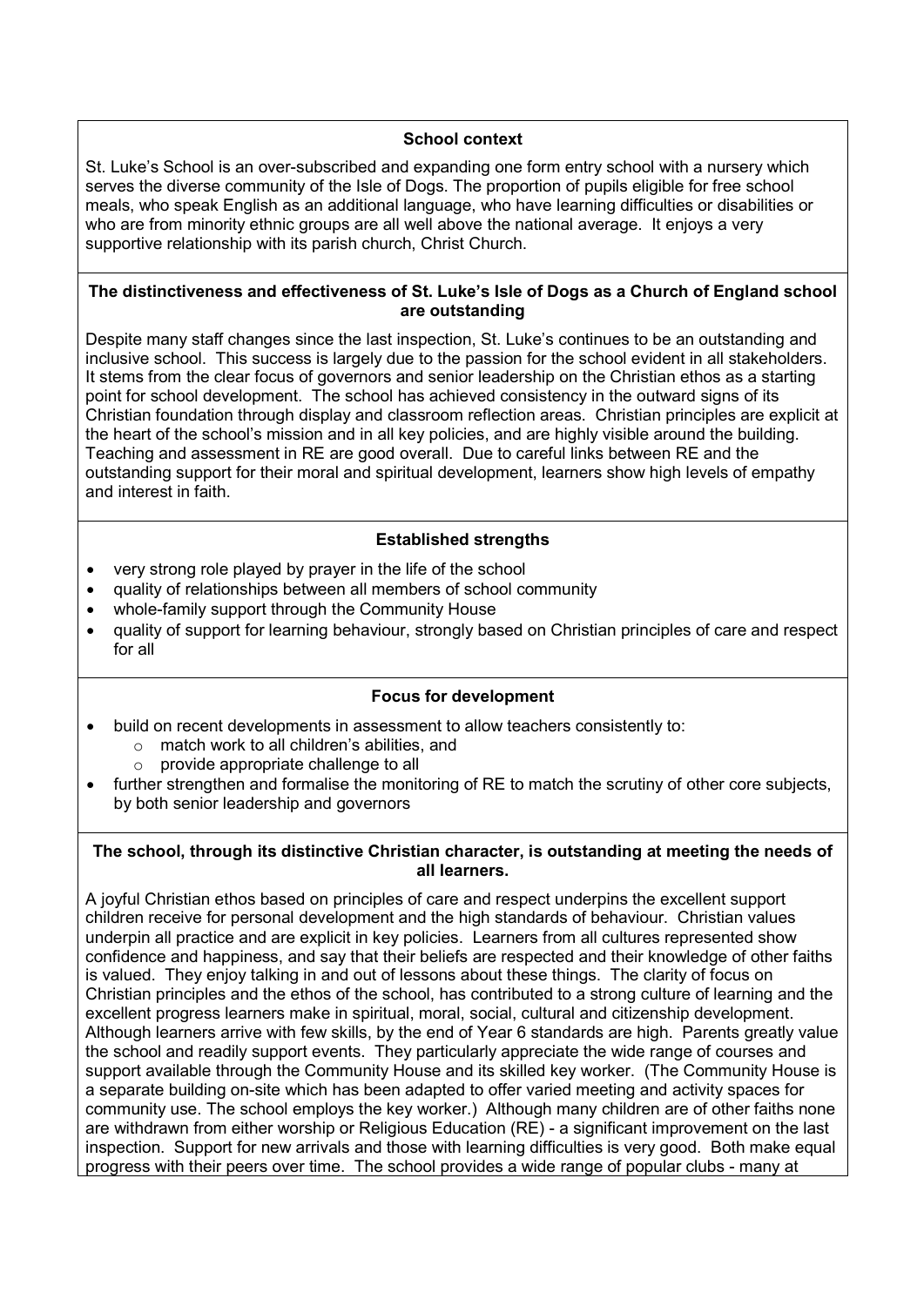## School context

St. Luke's School is an over-subscribed and expanding one form entry school with a nursery which serves the diverse community of the Isle of Dogs. The proportion of pupils eligible for free school meals, who speak English as an additional language, who have learning difficulties or disabilities or who are from minority ethnic groups are all well above the national average. It enjoys a very supportive relationship with its parish church, Christ Church.

## The distinctiveness and effectiveness of St. Luke's Isle of Dogs as a Church of England school are outstanding

Despite many staff changes since the last inspection, St. Luke's continues to be an outstanding and inclusive school. This success is largely due to the passion for the school evident in all stakeholders. It stems from the clear focus of governors and senior leadership on the Christian ethos as a starting point for school development. The school has achieved consistency in the outward signs of its Christian foundation through display and classroom reflection areas. Christian principles are explicit at the heart of the school's mission and in all key policies, and are highly visible around the building. Teaching and assessment in RE are good overall. Due to careful links between RE and the outstanding support for their moral and spiritual development, learners show high levels of empathy and interest in faith.

## Established strengths

- very strong role played by prayer in the life of the school
- quality of relationships between all members of school community
- whole-family support through the Community House
- quality of support for learning behaviour, strongly based on Christian principles of care and respect for all

## Focus for development

- build on recent developments in assessment to allow teachers consistently to:
  - match work to all children's abilities, and
  - provide appropriate challenge to all
- further strengthen and formalise the monitoring of RE to match the scrutiny of other core subjects, by both senior leadership and governors

## The school, through its distinctive Christian character, is outstanding at meeting the needs of all learners.

A joyful Christian ethos based on principles of care and respect underpins the excellent support children receive for personal development and the high standards of behaviour. Christian values underpin all practice and are explicit in key policies. Learners from all cultures represented show confidence and happiness, and say that their beliefs are respected and their knowledge of other faiths is valued. They enjoy talking in and out of lessons about these things. The clarity of focus on Christian principles and the ethos of the school, has contributed to a strong culture of learning and the excellent progress learners make in spiritual, moral, social, cultural and citizenship development. Although learners arrive with few skills, by the end of Year 6 standards are high. Parents greatly value the school and readily support events. They particularly appreciate the wide range of courses and support available through the Community House and its skilled key worker. (The Community House is a separate building on-site which has been adapted to offer varied meeting and activity spaces for community use. The school employs the key worker.) Although many children are of other faiths none are withdrawn from either worship or Religious Education (RE) - a significant improvement on the last inspection. Support for new arrivals and those with learning difficulties is very good. Both make equal progress with their peers over time. The school provides a wide range of popular clubs - many at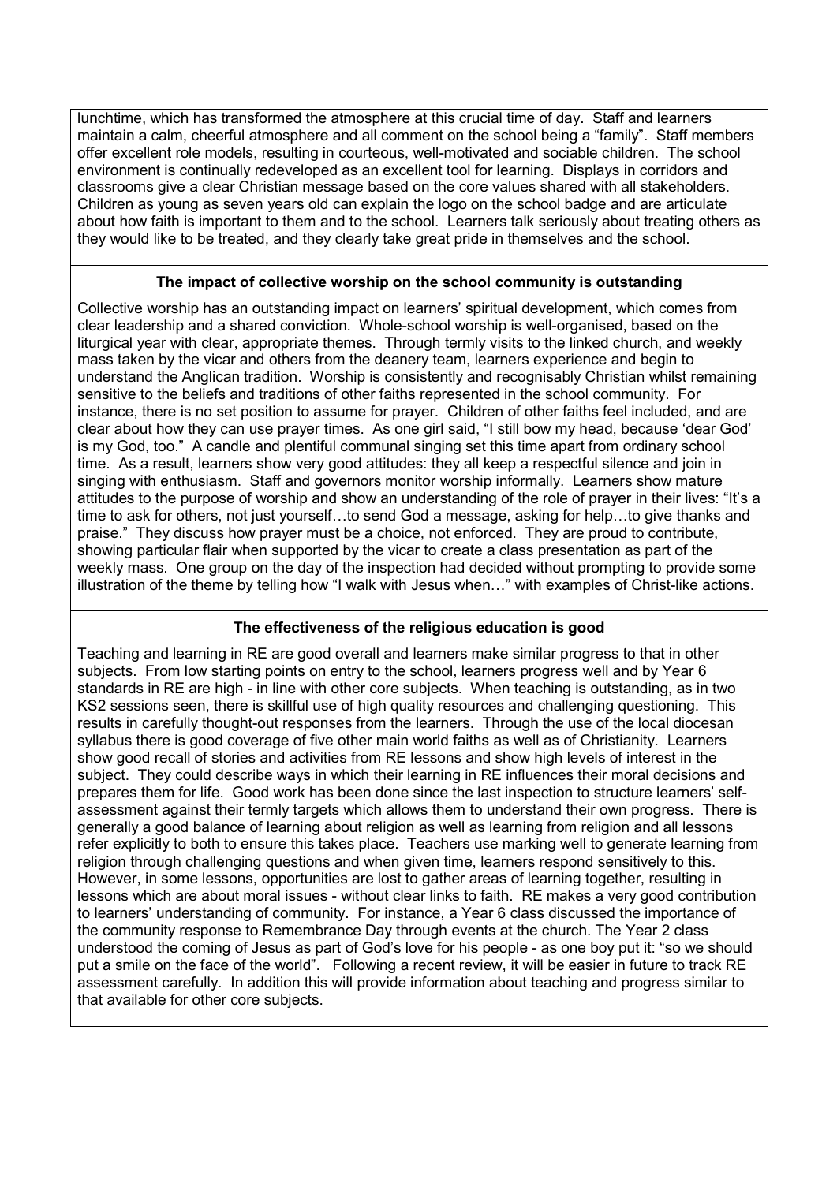lunchtime, which has transformed the atmosphere at this crucial time of day. Staff and learners maintain a calm, cheerful atmosphere and all comment on the school being a "family". Staff members offer excellent role models, resulting in courteous, well-motivated and sociable children. The school environment is continually redeveloped as an excellent tool for learning. Displays in corridors and classrooms give a clear Christian message based on the core values shared with all stakeholders. Children as young as seven years old can explain the logo on the school badge and are articulate about how faith is important to them and to the school. Learners talk seriously about treating others as they would like to be treated, and they clearly take great pride in themselves and the school.

**The impact of collective worship on the school community is outstanding**

Collective worship has an outstanding impact on learners' spiritual development, which comes from clear leadership and a shared conviction. Whole-school worship is well-organised, based on the liturgical year with clear, appropriate themes. Through termly visits to the linked church, and weekly mass taken by the vicar and others from the deanery team, learners experience and begin to understand the Anglican tradition. Worship is consistently and recognisably Christian whilst remaining sensitive to the beliefs and traditions of other faiths represented in the school community. For instance, there is no set position to assume for prayer. Children of other faiths feel included, and are clear about how they can use prayer times. As one girl said, "I still bow my head, because 'dear God' is my God, too." A candle and plentiful communal singing set this time apart from ordinary school time. As a result, learners show very good attitudes: they all keep a respectful silence and join in singing with enthusiasm. Staff and governors monitor worship informally. Learners show mature attitudes to the purpose of worship and show an understanding of the role of prayer in their lives: "It's a time to ask for others, not just yourself…to send God a message, asking for help…to give thanks and praise." They discuss how prayer must be a choice, not enforced. They are proud to contribute, showing particular flair when supported by the vicar to create a class presentation as part of the weekly mass. One group on the day of the inspection had decided without prompting to provide some illustration of the theme by telling how "I walk with Jesus when…" with examples of Christ-like actions.

**The effectiveness of the religious education is good**

Teaching and learning in RE are good overall and learners make similar progress to that in other subjects. From low starting points on entry to the school, learners progress well and by Year 6 standards in RE are high - in line with other core subjects. When teaching is outstanding, as in two KS2 sessions seen, there is skillful use of high quality resources and challenging questioning. This results in carefully thought-out responses from the learners. Through the use of the local diocesan syllabus there is good coverage of five other main world faiths as well as of Christianity. Learners show good recall of stories and activities from RE lessons and show high levels of interest in the subject. They could describe ways in which their learning in RE influences their moral decisions and prepares them for life. Good work has been done since the last inspection to structure learners' self-assessment against their termly targets which allows them to understand their own progress. There is generally a good balance of learning about religion as well as learning from religion and all lessons refer explicitly to both to ensure this takes place. Teachers use marking well to generate learning from religion through challenging questions and when given time, learners respond sensitively to this. However, in some lessons, opportunities are lost to gather areas of learning together, resulting in lessons which are about moral issues - without clear links to faith. RE makes a very good contribution to learners' understanding of community. For instance, a Year 6 class discussed the importance of the community response to Remembrance Day through events at the church. The Year 2 class understood the coming of Jesus as part of God's love for his people - as one boy put it: "so we should put a smile on the face of the world". Following a recent review, it will be easier in future to track RE assessment carefully. In addition this will provide information about teaching and progress similar to that available for other core subjects.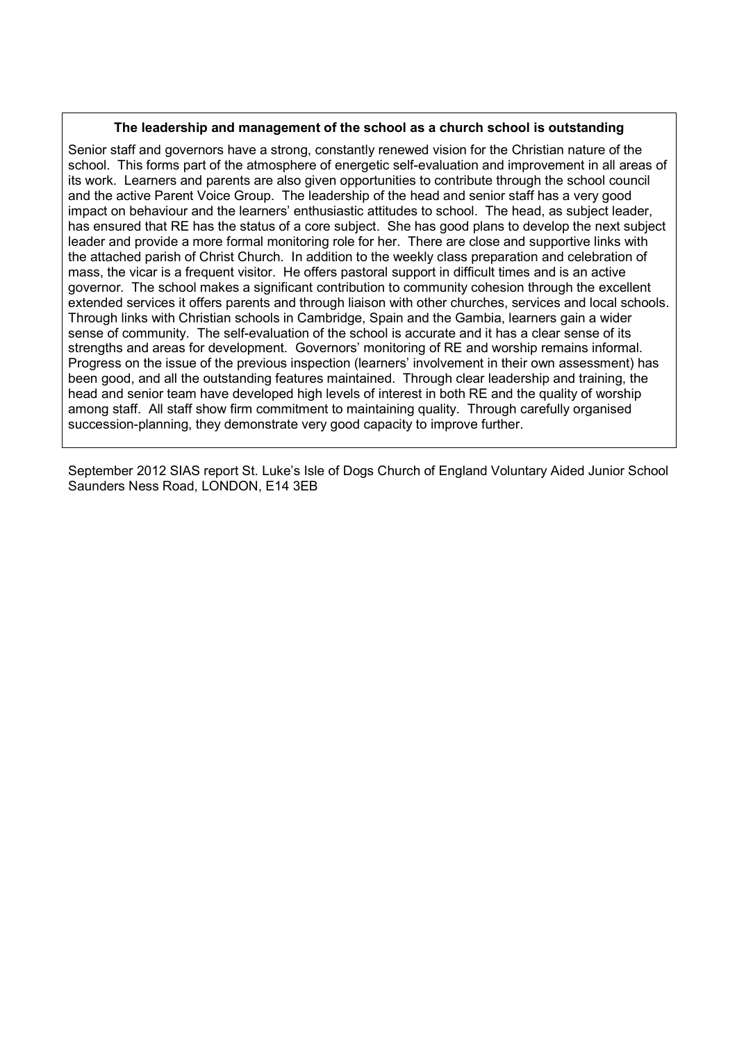**The leadership and management of the school as a church school is outstanding**

Senior staff and governors have a strong, constantly renewed vision for the Christian nature of the school. This forms part of the atmosphere of energetic self-evaluation and improvement in all areas of its work. Learners and parents are also given opportunities to contribute through the school council and the active Parent Voice Group. The leadership of the head and senior staff has a very good impact on behaviour and the learners' enthusiastic attitudes to school. The head, as subject leader, has ensured that RE has the status of a core subject. She has good plans to develop the next subject leader and provide a more formal monitoring role for her. There are close and supportive links with the attached parish of Christ Church. In addition to the weekly class preparation and celebration of mass, the vicar is a frequent visitor. He offers pastoral support in difficult times and is an active governor. The school makes a significant contribution to community cohesion through the excellent extended services it offers parents and through liaison with other churches, services and local schools. Through links with Christian schools in Cambridge, Spain and the Gambia, learners gain a wider sense of community. The self-evaluation of the school is accurate and it has a clear sense of its strengths and areas for development. Governors' monitoring of RE and worship remains informal. Progress on the issue of the previous inspection (learners' involvement in their own assessment) has been good, and all the outstanding features maintained. Through clear leadership and training, the head and senior team have developed high levels of interest in both RE and the quality of worship among staff. All staff show firm commitment to maintaining quality. Through carefully organised succession-planning, they demonstrate very good capacity to improve further.

September 2012 SIAS report St. Luke's Isle of Dogs Church of England Voluntary Aided Junior School Saunders Ness Road, LONDON, E14 3EB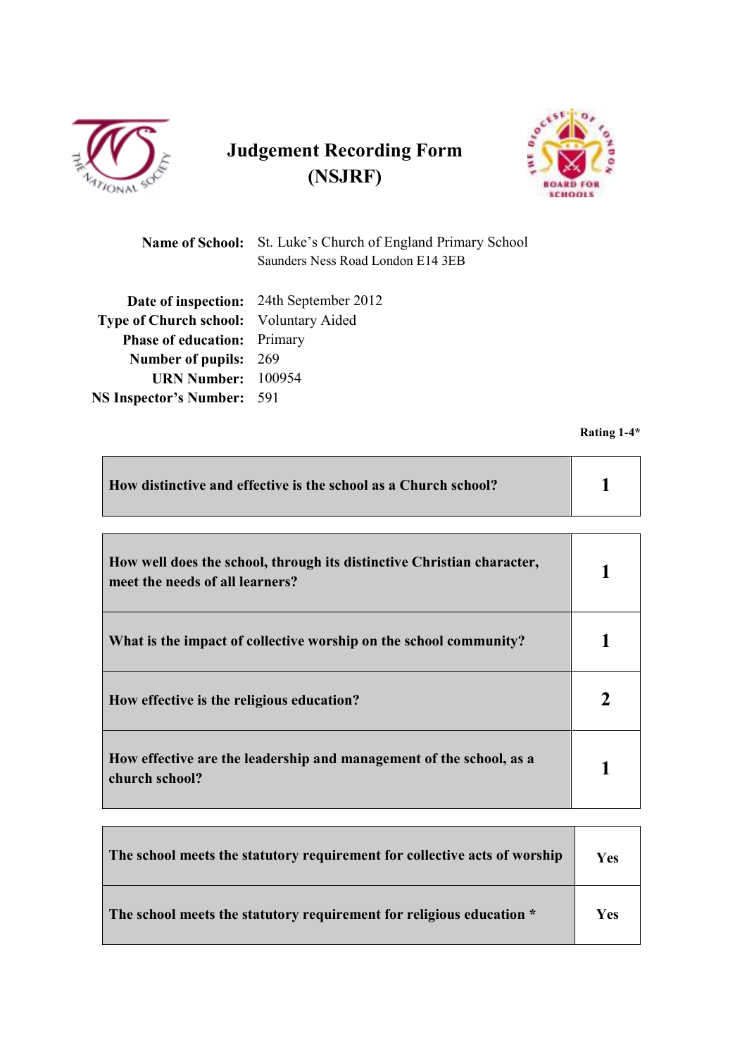# Judgement Recording Form (NSJRF)

**Name of School:** St. Luke's Church of England Primary School
Saunders Ness Road London E14 3EB

**Date of inspection:** 24th September 2012
**Type of Church school:** Voluntary Aided
**Phase of education:** Primary
**Number of pupils:** 269
**URN Number:** 100954
**NS Inspector's Number:** 591

**Rating 1-4***

| **How distinctive and effective is the school as a Church school?** | **1** |
|---|---|

| **How well does the school, through its distinctive Christian character, meet the needs of all learners?** | **1** |
|---|---|
| **What is the impact of collective worship on the school community?** | **1** |
| **How effective is the religious education?** | **2** |
| **How effective are the leadership and management of the school, as a church school?** | **1** |

| **The school meets the statutory requirement for collective acts of worship** | **Yes** |
|---|---|
| **The school meets the statutory requirement for religious education *** | **Yes** |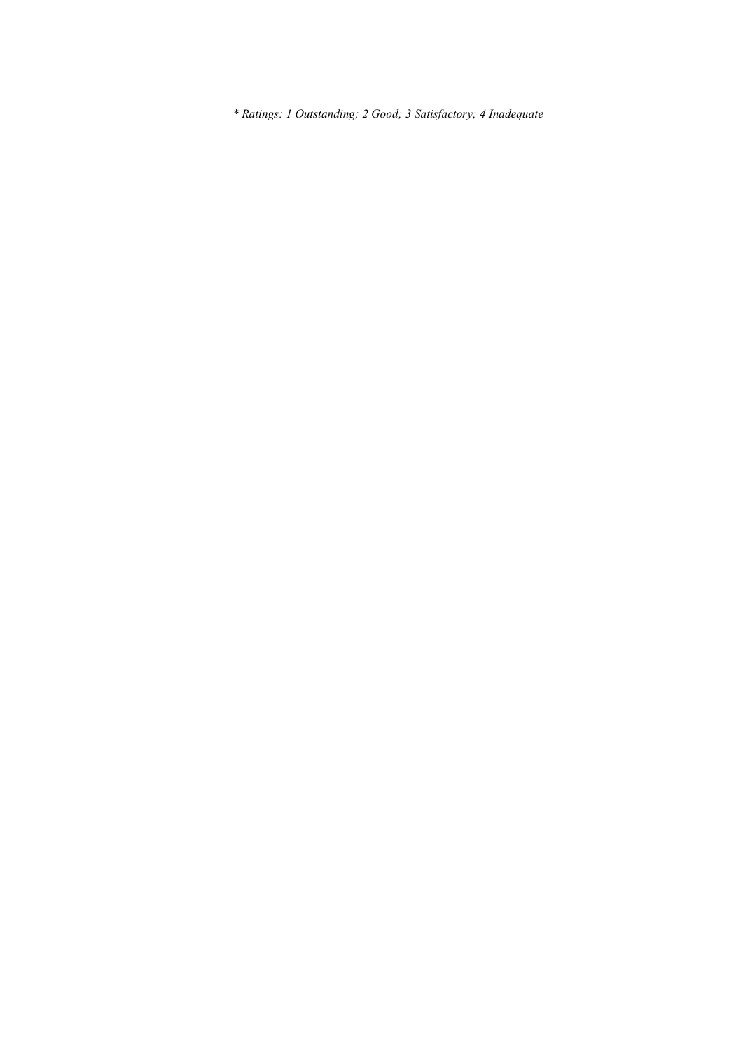*\* Ratings: 1 Outstanding; 2 Good; 3 Satisfactory; 4 Inadequate*